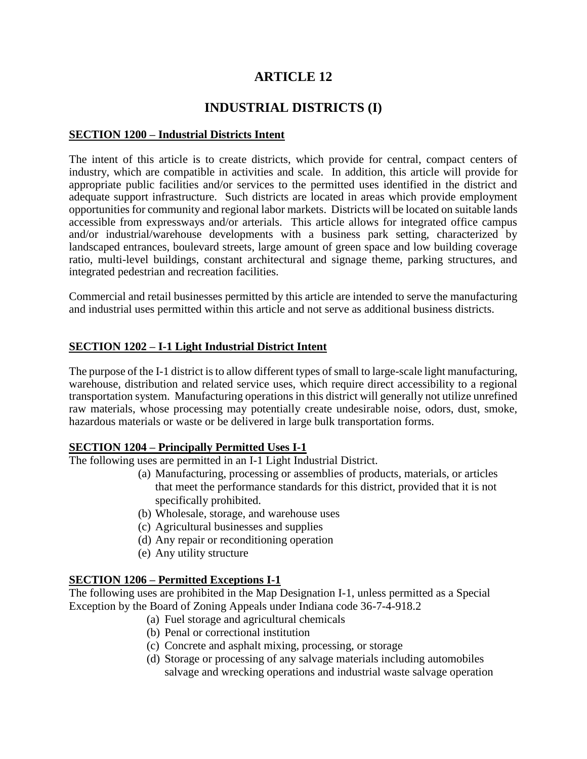# ARTICLE 12

# INDUSTRIAL DISTRICTS (I)

## SECTION 1200 – Industrial Districts Intent

The intent of this article is to create districts, which provide for central, compact centers of industry, which are compatible in activities and scale. In addition, this article will provide for appropriate public facilities and/or services to the permitted uses identified in the district and adequate support infrastructure. Such districts are located in areas which provide employment opportunities for community and regional labor markets. Districts will be located on suitable lands accessible from expressways and/or arterials. This article allows for integrated office campus and/or industrial/warehouse developments with a business park setting, characterized by landscaped entrances, boulevard streets, large amount of green space and low building coverage ratio, multi-level buildings, constant architectural and signage theme, parking structures, and integrated pedestrian and recreation facilities.

Commercial and retail businesses permitted by this article are intended to serve the manufacturing and industrial uses permitted within this article and not serve as additional business districts.

## SECTION 1202 – I-1 Light Industrial District Intent

The purpose of the I-1 district is to allow different types of small to large-scale light manufacturing, warehouse, distribution and related service uses, which require direct accessibility to a regional transportation system. Manufacturing operations in this district will generally not utilize unrefined raw materials, whose processing may potentially create undesirable noise, odors, dust, smoke, hazardous materials or waste or be delivered in large bulk transportation forms.

## SECTION 1204 – Principally Permitted Uses I-1

The following uses are permitted in an I-1 Light Industrial District.

(a) Manufacturing, processing or assemblies of products, materials, or articles that meet the performance standards for this district, provided that it is not specifically prohibited.
(b) Wholesale, storage, and warehouse uses
(c) Agricultural businesses and supplies
(d) Any repair or reconditioning operation
(e) Any utility structure

## SECTION 1206 – Permitted Exceptions I-1

The following uses are prohibited in the Map Designation I-1, unless permitted as a Special Exception by the Board of Zoning Appeals under Indiana code 36-7-4-918.2

(a) Fuel storage and agricultural chemicals
(b) Penal or correctional institution
(c) Concrete and asphalt mixing, processing, or storage
(d) Storage or processing of any salvage materials including automobiles salvage and wrecking operations and industrial waste salvage operation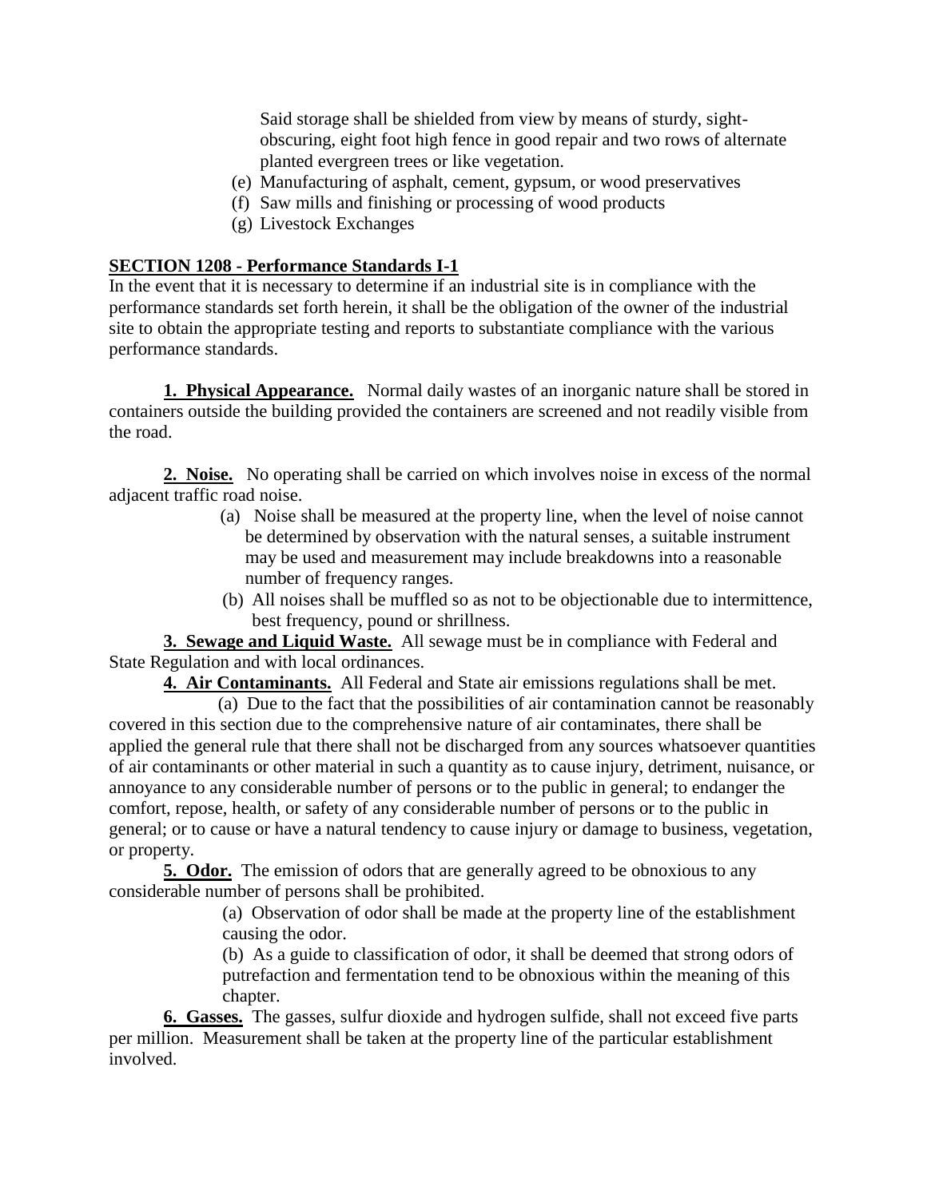Said storage shall be shielded from view by means of sturdy, sight-obscuring, eight foot high fence in good repair and two rows of alternate planted evergreen trees or like vegetation.

(e) Manufacturing of asphalt, cement, gypsum, or wood preservatives
(f) Saw mills and finishing or processing of wood products
(g) Livestock Exchanges

## SECTION 1208 - Performance Standards I-1

In the event that it is necessary to determine if an industrial site is in compliance with the performance standards set forth herein, it shall be the obligation of the owner of the industrial site to obtain the appropriate testing and reports to substantiate compliance with the various performance standards.

**1. Physical Appearance.** Normal daily wastes of an inorganic nature shall be stored in containers outside the building provided the containers are screened and not readily visible from the road.

**2. Noise.** No operating shall be carried on which involves noise in excess of the normal adjacent traffic road noise.

(a) Noise shall be measured at the property line, when the level of noise cannot be determined by observation with the natural senses, a suitable instrument may be used and measurement may include breakdowns into a reasonable number of frequency ranges.

(b) All noises shall be muffled so as not to be objectionable due to intermittence, best frequency, pound or shrillness.

**3. Sewage and Liquid Waste.** All sewage must be in compliance with Federal and State Regulation and with local ordinances.

**4. Air Contaminants.** All Federal and State air emissions regulations shall be met.

(a) Due to the fact that the possibilities of air contamination cannot be reasonably covered in this section due to the comprehensive nature of air contaminates, there shall be applied the general rule that there shall not be discharged from any sources whatsoever quantities of air contaminants or other material in such a quantity as to cause injury, detriment, nuisance, or annoyance to any considerable number of persons or to the public in general; to endanger the comfort, repose, health, or safety of any considerable number of persons or to the public in general; or to cause or have a natural tendency to cause injury or damage to business, vegetation, or property.

**5. Odor.** The emission of odors that are generally agreed to be obnoxious to any considerable number of persons shall be prohibited.

(a) Observation of odor shall be made at the property line of the establishment causing the odor.

(b) As a guide to classification of odor, it shall be deemed that strong odors of putrefaction and fermentation tend to be obnoxious within the meaning of this chapter.

**6. Gasses.** The gasses, sulfur dioxide and hydrogen sulfide, shall not exceed five parts per million. Measurement shall be taken at the property line of the particular establishment involved.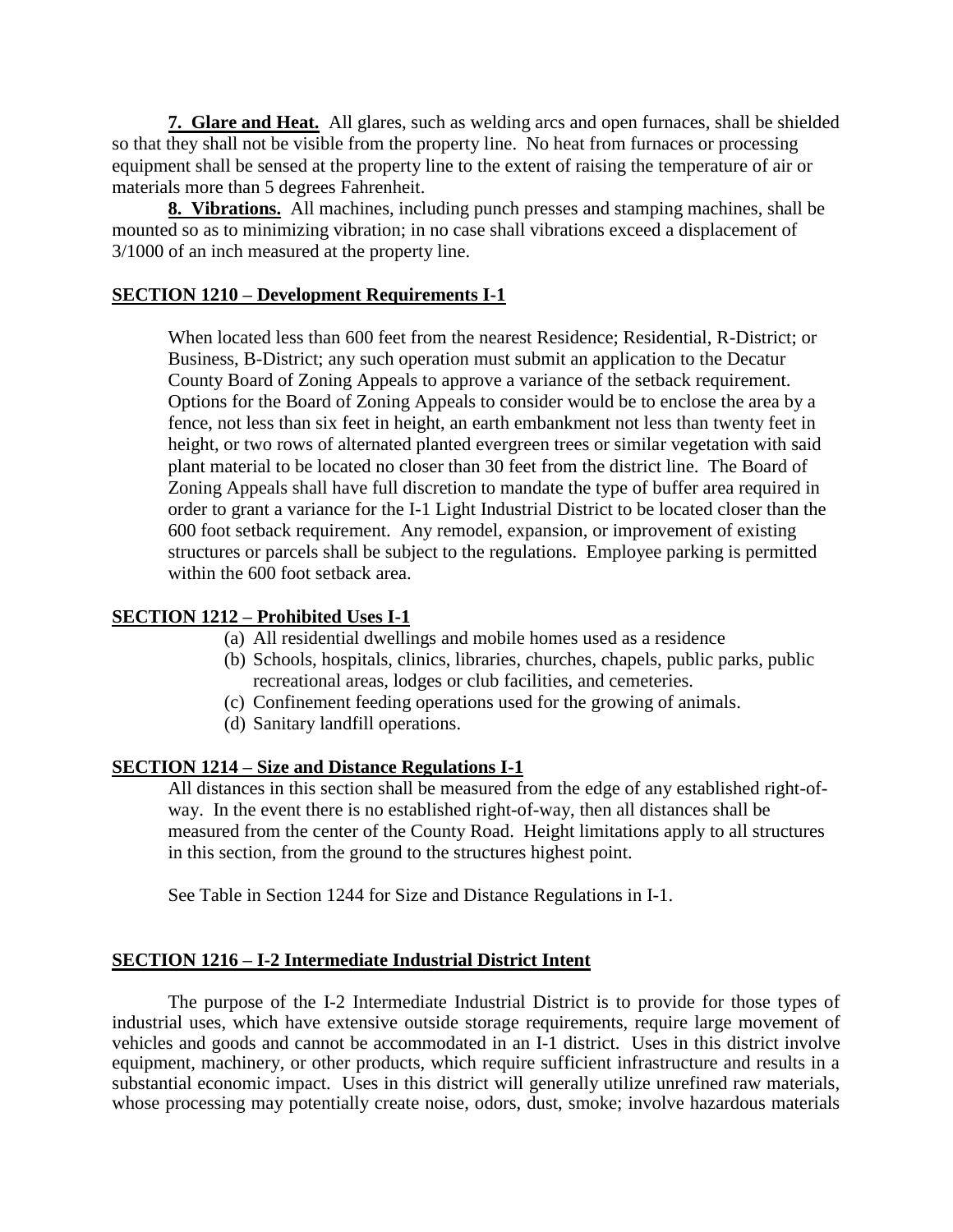**7. Glare and Heat.** All glares, such as welding arcs and open furnaces, shall be shielded so that they shall not be visible from the property line. No heat from furnaces or processing equipment shall be sensed at the property line to the extent of raising the temperature of air or materials more than 5 degrees Fahrenheit.

**8. Vibrations.** All machines, including punch presses and stamping machines, shall be mounted so as to minimizing vibration; in no case shall vibrations exceed a displacement of 3/1000 of an inch measured at the property line.

## SECTION 1210 – Development Requirements I-1

When located less than 600 feet from the nearest Residence; Residential, R-District; or Business, B-District; any such operation must submit an application to the Decatur County Board of Zoning Appeals to approve a variance of the setback requirement. Options for the Board of Zoning Appeals to consider would be to enclose the area by a fence, not less than six feet in height, an earth embankment not less than twenty feet in height, or two rows of alternated planted evergreen trees or similar vegetation with said plant material to be located no closer than 30 feet from the district line. The Board of Zoning Appeals shall have full discretion to mandate the type of buffer area required in order to grant a variance for the I-1 Light Industrial District to be located closer than the 600 foot setback requirement. Any remodel, expansion, or improvement of existing structures or parcels shall be subject to the regulations. Employee parking is permitted within the 600 foot setback area.

## SECTION 1212 – Prohibited Uses I-1

(a) All residential dwellings and mobile homes used as a residence
(b) Schools, hospitals, clinics, libraries, churches, chapels, public parks, public recreational areas, lodges or club facilities, and cemeteries.
(c) Confinement feeding operations used for the growing of animals.
(d) Sanitary landfill operations.

## SECTION 1214 – Size and Distance Regulations I-1

All distances in this section shall be measured from the edge of any established right-of-way. In the event there is no established right-of-way, then all distances shall be measured from the center of the County Road. Height limitations apply to all structures in this section, from the ground to the structures highest point.

See Table in Section 1244 for Size and Distance Regulations in I-1.

## SECTION 1216 – I-2 Intermediate Industrial District Intent

The purpose of the I-2 Intermediate Industrial District is to provide for those types of industrial uses, which have extensive outside storage requirements, require large movement of vehicles and goods and cannot be accommodated in an I-1 district. Uses in this district involve equipment, machinery, or other products, which require sufficient infrastructure and results in a substantial economic impact. Uses in this district will generally utilize unrefined raw materials, whose processing may potentially create noise, odors, dust, smoke; involve hazardous materials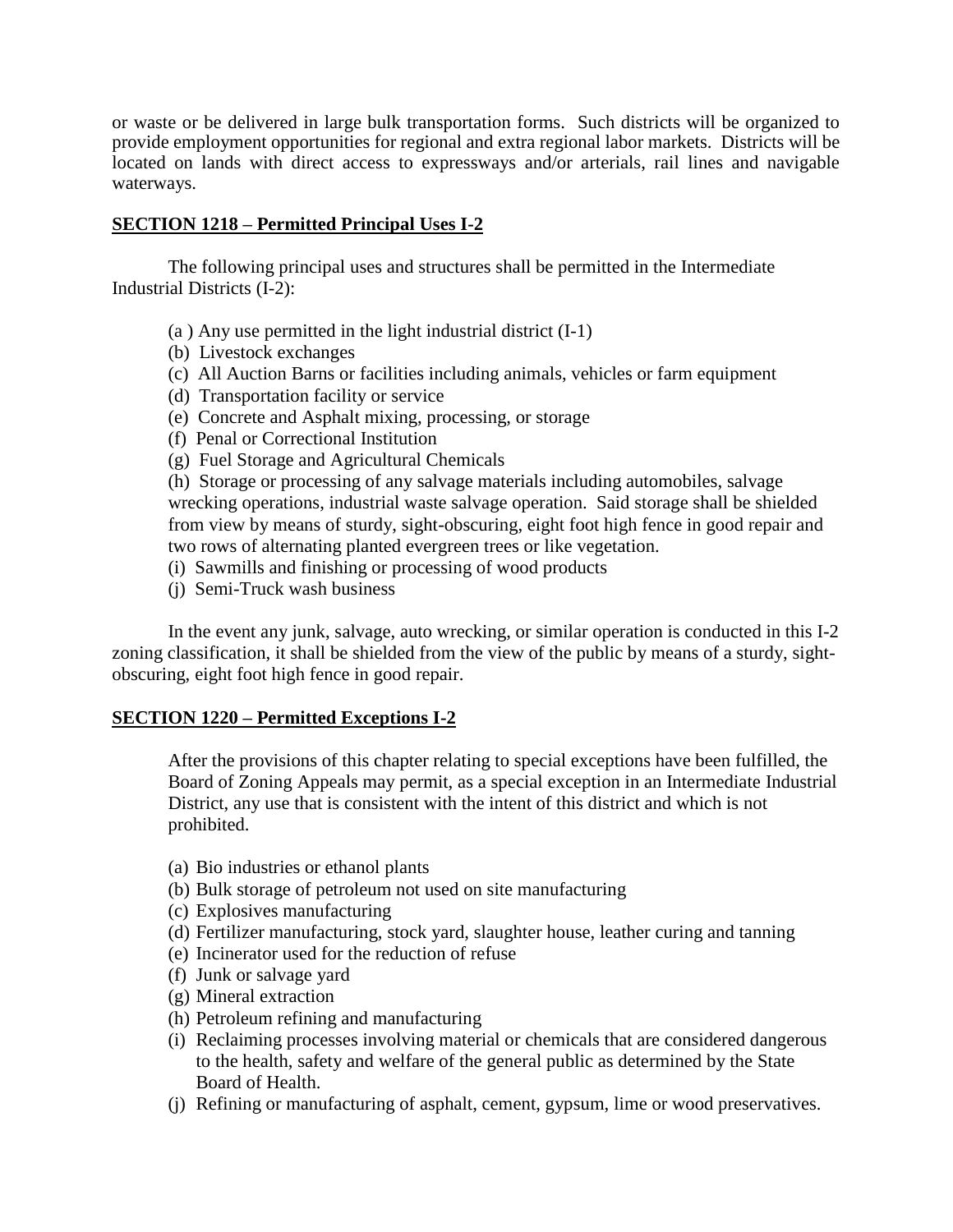or waste or be delivered in large bulk transportation forms. Such districts will be organized to provide employment opportunities for regional and extra regional labor markets. Districts will be located on lands with direct access to expressways and/or arterials, rail lines and navigable waterways.

## SECTION 1218 – Permitted Principal Uses I-2

The following principal uses and structures shall be permitted in the Intermediate Industrial Districts (I-2):

(a ) Any use permitted in the light industrial district (I-1)
(b) Livestock exchanges
(c) All Auction Barns or facilities including animals, vehicles or farm equipment
(d) Transportation facility or service
(e) Concrete and Asphalt mixing, processing, or storage
(f) Penal or Correctional Institution
(g) Fuel Storage and Agricultural Chemicals
(h) Storage or processing of any salvage materials including automobiles, salvage wrecking operations, industrial waste salvage operation. Said storage shall be shielded from view by means of sturdy, sight-obscuring, eight foot high fence in good repair and two rows of alternating planted evergreen trees or like vegetation.
(i) Sawmills and finishing or processing of wood products
(j) Semi-Truck wash business

In the event any junk, salvage, auto wrecking, or similar operation is conducted in this I-2 zoning classification, it shall be shielded from the view of the public by means of a sturdy, sight-obscuring, eight foot high fence in good repair.

## SECTION 1220 – Permitted Exceptions I-2

After the provisions of this chapter relating to special exceptions have been fulfilled, the Board of Zoning Appeals may permit, as a special exception in an Intermediate Industrial District, any use that is consistent with the intent of this district and which is not prohibited.

(a) Bio industries or ethanol plants
(b) Bulk storage of petroleum not used on site manufacturing
(c) Explosives manufacturing
(d) Fertilizer manufacturing, stock yard, slaughter house, leather curing and tanning
(e) Incinerator used for the reduction of refuse
(f) Junk or salvage yard
(g) Mineral extraction
(h) Petroleum refining and manufacturing
(i) Reclaiming processes involving material or chemicals that are considered dangerous to the health, safety and welfare of the general public as determined by the State Board of Health.
(j) Refining or manufacturing of asphalt, cement, gypsum, lime or wood preservatives.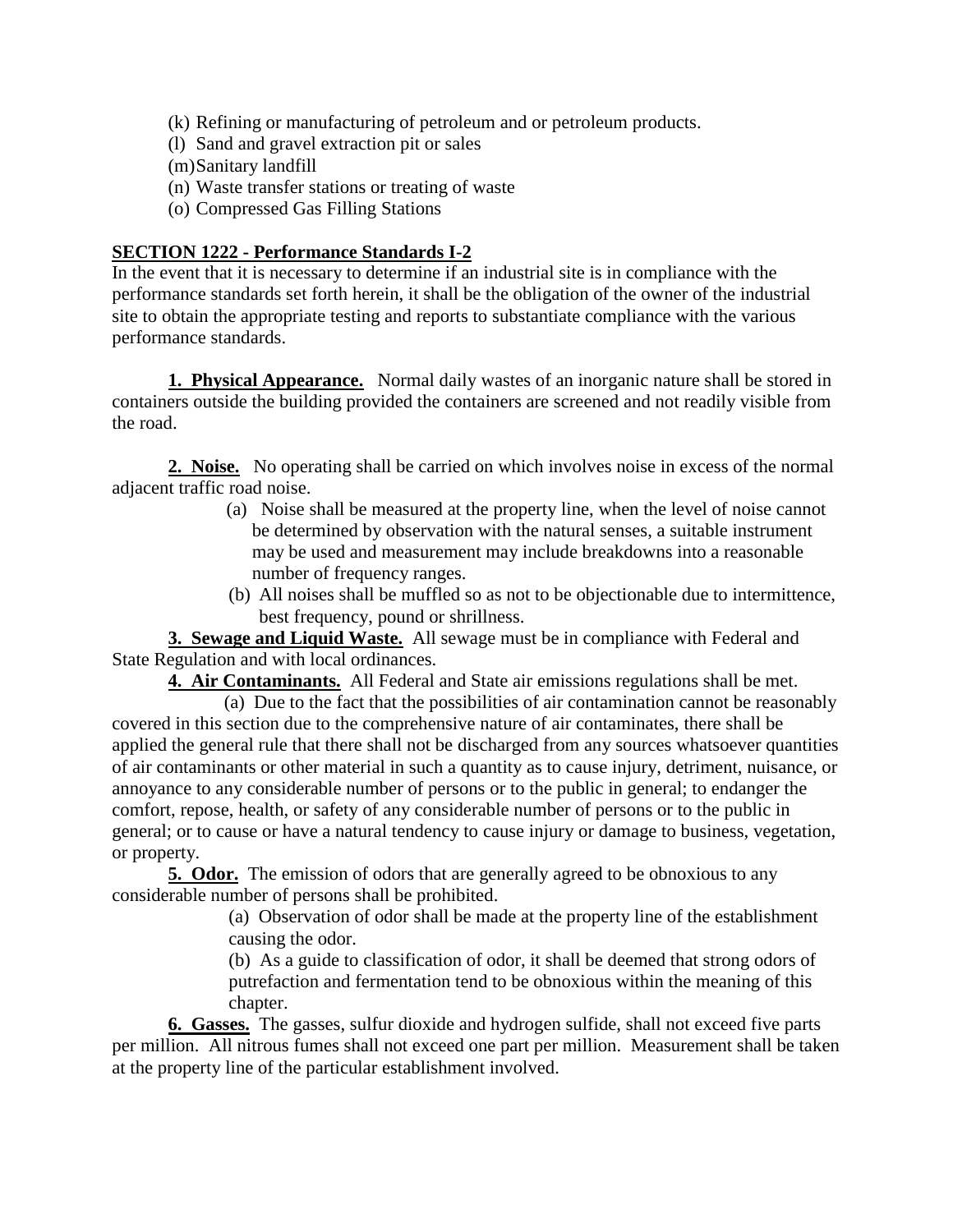(k) Refining or manufacturing of petroleum and or petroleum products.
(l) Sand and gravel extraction pit or sales
(m) Sanitary landfill
(n) Waste transfer stations or treating of waste
(o) Compressed Gas Filling Stations

## SECTION 1222 - Performance Standards I-2

In the event that it is necessary to determine if an industrial site is in compliance with the performance standards set forth herein, it shall be the obligation of the owner of the industrial site to obtain the appropriate testing and reports to substantiate compliance with the various performance standards.

**1. Physical Appearance.** Normal daily wastes of an inorganic nature shall be stored in containers outside the building provided the containers are screened and not readily visible from the road.

**2. Noise.** No operating shall be carried on which involves noise in excess of the normal adjacent traffic road noise.

(a) Noise shall be measured at the property line, when the level of noise cannot be determined by observation with the natural senses, a suitable instrument may be used and measurement may include breakdowns into a reasonable number of frequency ranges.

(b) All noises shall be muffled so as not to be objectionable due to intermittence, best frequency, pound or shrillness.

**3. Sewage and Liquid Waste.** All sewage must be in compliance with Federal and State Regulation and with local ordinances.

**4. Air Contaminants.** All Federal and State air emissions regulations shall be met.

(a) Due to the fact that the possibilities of air contamination cannot be reasonably covered in this section due to the comprehensive nature of air contaminates, there shall be applied the general rule that there shall not be discharged from any sources whatsoever quantities of air contaminants or other material in such a quantity as to cause injury, detriment, nuisance, or annoyance to any considerable number of persons or to the public in general; to endanger the comfort, repose, health, or safety of any considerable number of persons or to the public in general; or to cause or have a natural tendency to cause injury or damage to business, vegetation, or property.

**5. Odor.** The emission of odors that are generally agreed to be obnoxious to any considerable number of persons shall be prohibited.

(a) Observation of odor shall be made at the property line of the establishment causing the odor.

(b) As a guide to classification of odor, it shall be deemed that strong odors of putrefaction and fermentation tend to be obnoxious within the meaning of this chapter.

**6. Gasses.** The gasses, sulfur dioxide and hydrogen sulfide, shall not exceed five parts per million. All nitrous fumes shall not exceed one part per million. Measurement shall be taken at the property line of the particular establishment involved.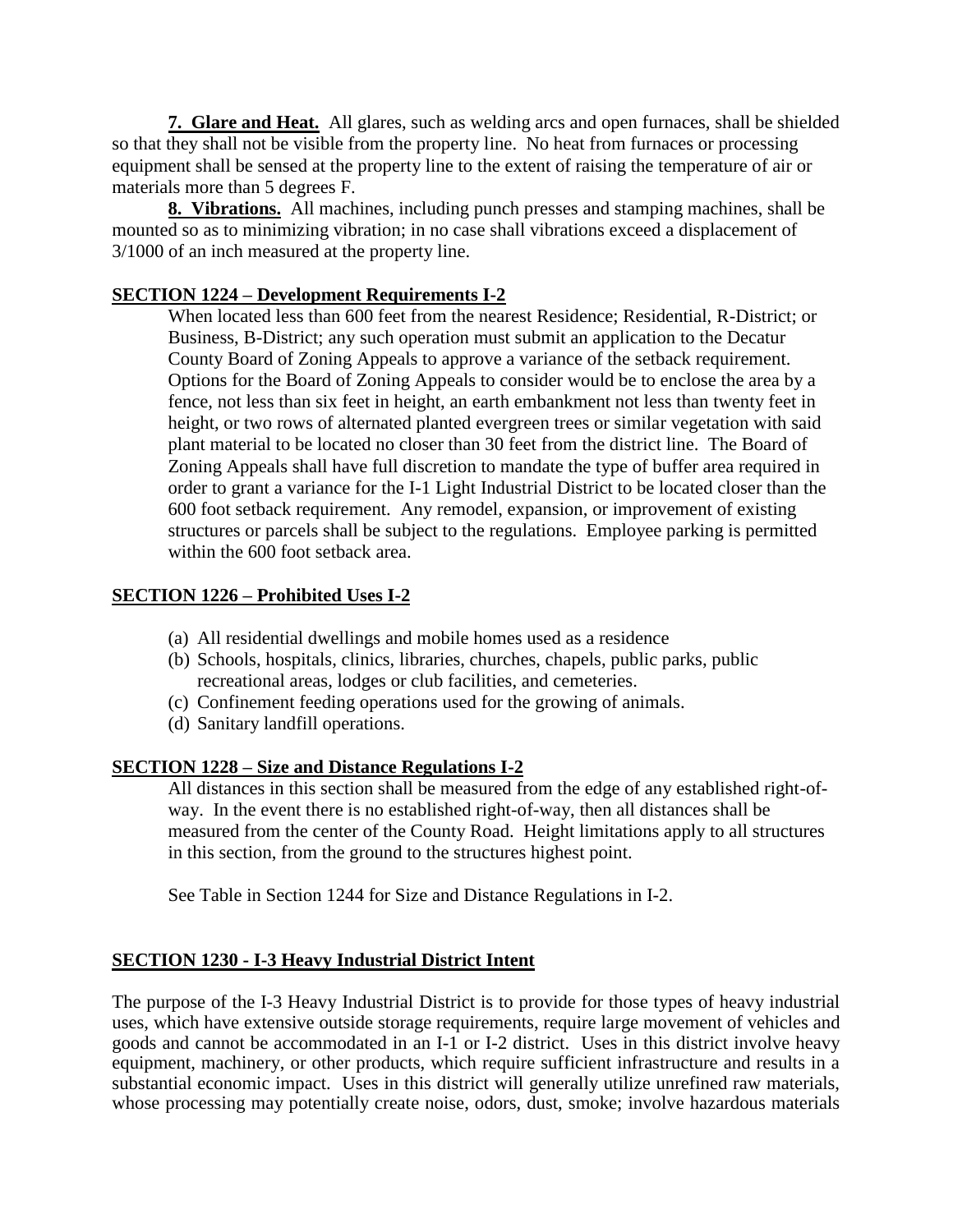**7. Glare and Heat.** All glares, such as welding arcs and open furnaces, shall be shielded so that they shall not be visible from the property line. No heat from furnaces or processing equipment shall be sensed at the property line to the extent of raising the temperature of air or materials more than 5 degrees F.

**8. Vibrations.** All machines, including punch presses and stamping machines, shall be mounted so as to minimizing vibration; in no case shall vibrations exceed a displacement of 3/1000 of an inch measured at the property line.

## SECTION 1224 – Development Requirements I-2

When located less than 600 feet from the nearest Residence; Residential, R-District; or Business, B-District; any such operation must submit an application to the Decatur County Board of Zoning Appeals to approve a variance of the setback requirement. Options for the Board of Zoning Appeals to consider would be to enclose the area by a fence, not less than six feet in height, an earth embankment not less than twenty feet in height, or two rows of alternated planted evergreen trees or similar vegetation with said plant material to be located no closer than 30 feet from the district line. The Board of Zoning Appeals shall have full discretion to mandate the type of buffer area required in order to grant a variance for the I-1 Light Industrial District to be located closer than the 600 foot setback requirement. Any remodel, expansion, or improvement of existing structures or parcels shall be subject to the regulations. Employee parking is permitted within the 600 foot setback area.

## SECTION 1226 – Prohibited Uses I-2

(a) All residential dwellings and mobile homes used as a residence
(b) Schools, hospitals, clinics, libraries, churches, chapels, public parks, public recreational areas, lodges or club facilities, and cemeteries.
(c) Confinement feeding operations used for the growing of animals.
(d) Sanitary landfill operations.

## SECTION 1228 – Size and Distance Regulations I-2

All distances in this section shall be measured from the edge of any established right-of-way. In the event there is no established right-of-way, then all distances shall be measured from the center of the County Road. Height limitations apply to all structures in this section, from the ground to the structures highest point.

See Table in Section 1244 for Size and Distance Regulations in I-2.

## SECTION 1230 - I-3 Heavy Industrial District Intent

The purpose of the I-3 Heavy Industrial District is to provide for those types of heavy industrial uses, which have extensive outside storage requirements, require large movement of vehicles and goods and cannot be accommodated in an I-1 or I-2 district. Uses in this district involve heavy equipment, machinery, or other products, which require sufficient infrastructure and results in a substantial economic impact. Uses in this district will generally utilize unrefined raw materials, whose processing may potentially create noise, odors, dust, smoke; involve hazardous materials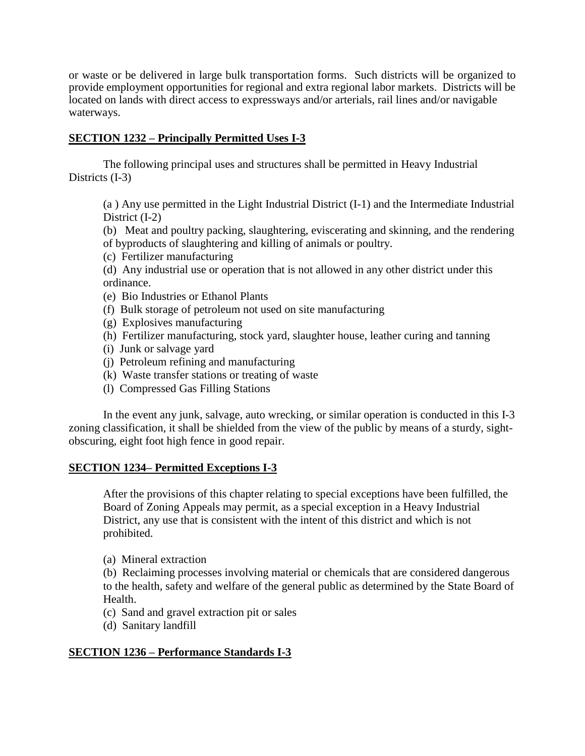or waste or be delivered in large bulk transportation forms. Such districts will be organized to provide employment opportunities for regional and extra regional labor markets. Districts will be located on lands with direct access to expressways and/or arterials, rail lines and/or navigable waterways.

## SECTION 1232 – Principally Permitted Uses I-3

The following principal uses and structures shall be permitted in Heavy Industrial Districts (I-3)

(a ) Any use permitted in the Light Industrial District (I-1) and the Intermediate Industrial District (I-2)
(b) Meat and poultry packing, slaughtering, eviscerating and skinning, and the rendering of byproducts of slaughtering and killing of animals or poultry.
(c) Fertilizer manufacturing
(d) Any industrial use or operation that is not allowed in any other district under this ordinance.
(e) Bio Industries or Ethanol Plants
(f) Bulk storage of petroleum not used on site manufacturing
(g) Explosives manufacturing
(h) Fertilizer manufacturing, stock yard, slaughter house, leather curing and tanning
(i) Junk or salvage yard
(j) Petroleum refining and manufacturing
(k) Waste transfer stations or treating of waste
(l) Compressed Gas Filling Stations

In the event any junk, salvage, auto wrecking, or similar operation is conducted in this I-3 zoning classification, it shall be shielded from the view of the public by means of a sturdy, sight-obscuring, eight foot high fence in good repair.

## SECTION 1234– Permitted Exceptions I-3

After the provisions of this chapter relating to special exceptions have been fulfilled, the Board of Zoning Appeals may permit, as a special exception in a Heavy Industrial District, any use that is consistent with the intent of this district and which is not prohibited.

(a) Mineral extraction
(b) Reclaiming processes involving material or chemicals that are considered dangerous to the health, safety and welfare of the general public as determined by the State Board of Health.
(c) Sand and gravel extraction pit or sales
(d) Sanitary landfill

## SECTION 1236 – Performance Standards I-3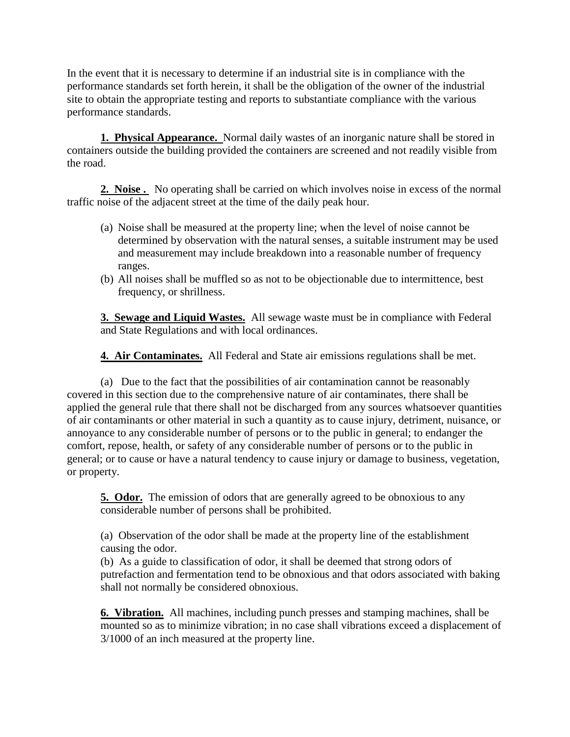In the event that it is necessary to determine if an industrial site is in compliance with the performance standards set forth herein, it shall be the obligation of the owner of the industrial site to obtain the appropriate testing and reports to substantiate compliance with the various performance standards.

**1. Physical Appearance.** Normal daily wastes of an inorganic nature shall be stored in containers outside the building provided the containers are screened and not readily visible from the road.

**2. Noise .** No operating shall be carried on which involves noise in excess of the normal traffic noise of the adjacent street at the time of the daily peak hour.

(a) Noise shall be measured at the property line; when the level of noise cannot be determined by observation with the natural senses, a suitable instrument may be used and measurement may include breakdown into a reasonable number of frequency ranges.

(b) All noises shall be muffled so as not to be objectionable due to intermittence, best frequency, or shrillness.

**3. Sewage and Liquid Wastes.** All sewage waste must be in compliance with Federal and State Regulations and with local ordinances.

**4. Air Contaminates.** All Federal and State air emissions regulations shall be met.

(a) Due to the fact that the possibilities of air contamination cannot be reasonably covered in this section due to the comprehensive nature of air contaminates, there shall be applied the general rule that there shall not be discharged from any sources whatsoever quantities of air contaminants or other material in such a quantity as to cause injury, detriment, nuisance, or annoyance to any considerable number of persons or to the public in general; to endanger the comfort, repose, health, or safety of any considerable number of persons or to the public in general; or to cause or have a natural tendency to cause injury or damage to business, vegetation, or property.

**5. Odor.** The emission of odors that are generally agreed to be obnoxious to any considerable number of persons shall be prohibited.

(a) Observation of the odor shall be made at the property line of the establishment causing the odor.

(b) As a guide to classification of odor, it shall be deemed that strong odors of putrefaction and fermentation tend to be obnoxious and that odors associated with baking shall not normally be considered obnoxious.

**6. Vibration.** All machines, including punch presses and stamping machines, shall be mounted so as to minimize vibration; in no case shall vibrations exceed a displacement of 3/1000 of an inch measured at the property line.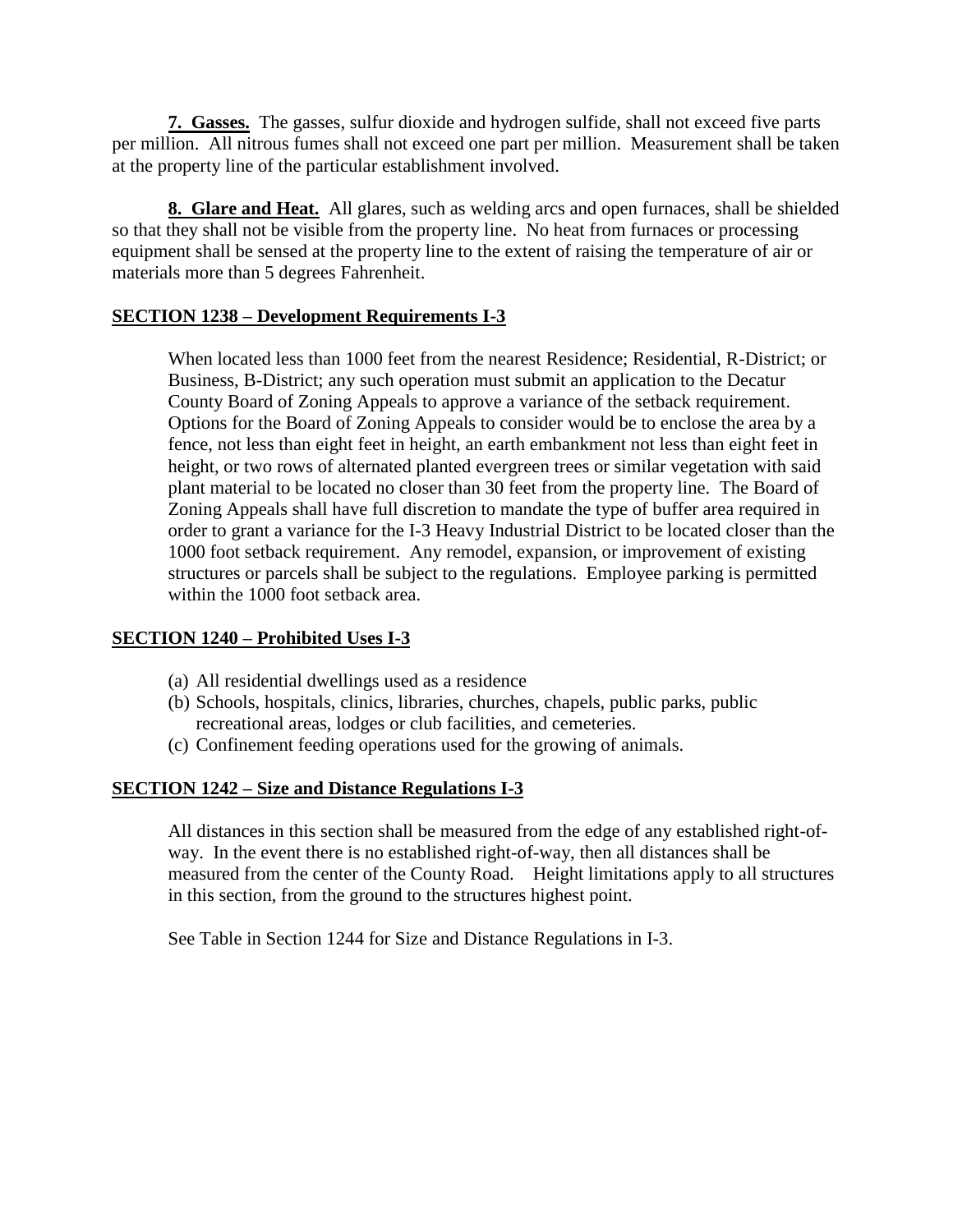**7. Gasses.** The gasses, sulfur dioxide and hydrogen sulfide, shall not exceed five parts per million. All nitrous fumes shall not exceed one part per million. Measurement shall be taken at the property line of the particular establishment involved.

**8. Glare and Heat.** All glares, such as welding arcs and open furnaces, shall be shielded so that they shall not be visible from the property line. No heat from furnaces or processing equipment shall be sensed at the property line to the extent of raising the temperature of air or materials more than 5 degrees Fahrenheit.

## SECTION 1238 – Development Requirements I-3

When located less than 1000 feet from the nearest Residence; Residential, R-District; or Business, B-District; any such operation must submit an application to the Decatur County Board of Zoning Appeals to approve a variance of the setback requirement. Options for the Board of Zoning Appeals to consider would be to enclose the area by a fence, not less than eight feet in height, an earth embankment not less than eight feet in height, or two rows of alternated planted evergreen trees or similar vegetation with said plant material to be located no closer than 30 feet from the property line. The Board of Zoning Appeals shall have full discretion to mandate the type of buffer area required in order to grant a variance for the I-3 Heavy Industrial District to be located closer than the 1000 foot setback requirement. Any remodel, expansion, or improvement of existing structures or parcels shall be subject to the regulations. Employee parking is permitted within the 1000 foot setback area.

## SECTION 1240 – Prohibited Uses I-3

(a) All residential dwellings used as a residence
(b) Schools, hospitals, clinics, libraries, churches, chapels, public parks, public recreational areas, lodges or club facilities, and cemeteries.
(c) Confinement feeding operations used for the growing of animals.

## SECTION 1242 – Size and Distance Regulations I-3

All distances in this section shall be measured from the edge of any established right-of-way. In the event there is no established right-of-way, then all distances shall be measured from the center of the County Road. Height limitations apply to all structures in this section, from the ground to the structures highest point.

See Table in Section 1244 for Size and Distance Regulations in I-3.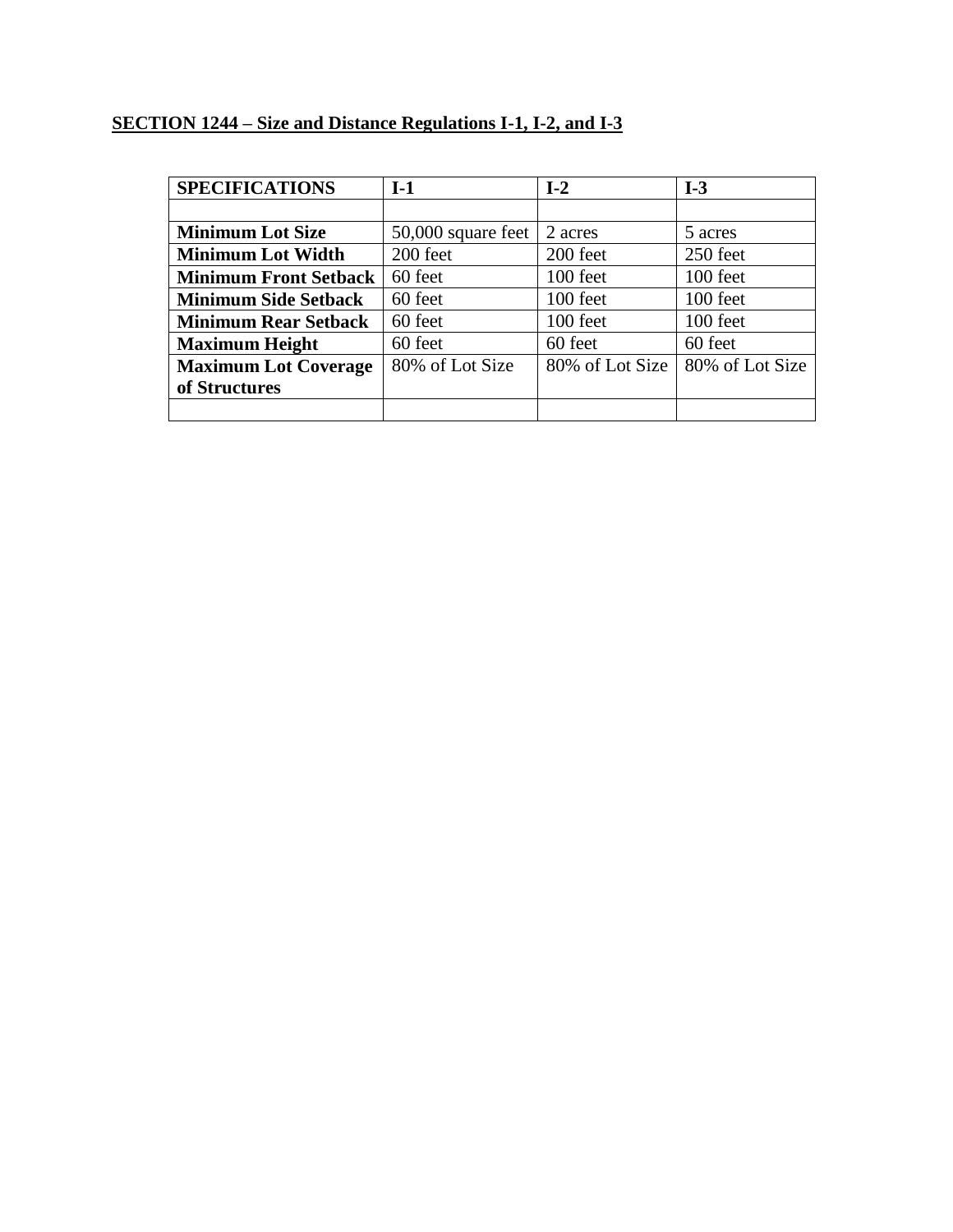**SECTION 1244 – Size and Distance Regulations I-1, I-2, and I-3**

| **SPECIFICATIONS** | **I-1** | **I-2** | **I-3** |
|---|---|---|---|
| | | | |
| **Minimum Lot Size** | 50,000 square feet | 2 acres | 5 acres |
| **Minimum Lot Width** | 200 feet | 200 feet | 250 feet |
| **Minimum Front Setback** | 60 feet | 100 feet | 100 feet |
| **Minimum Side Setback** | 60 feet | 100 feet | 100 feet |
| **Minimum Rear Setback** | 60 feet | 100 feet | 100 feet |
| **Maximum Height** | 60 feet | 60 feet | 60 feet |
| **Maximum Lot Coverage of Structures** | 80% of Lot Size | 80% of Lot Size | 80% of Lot Size |
| | | | |